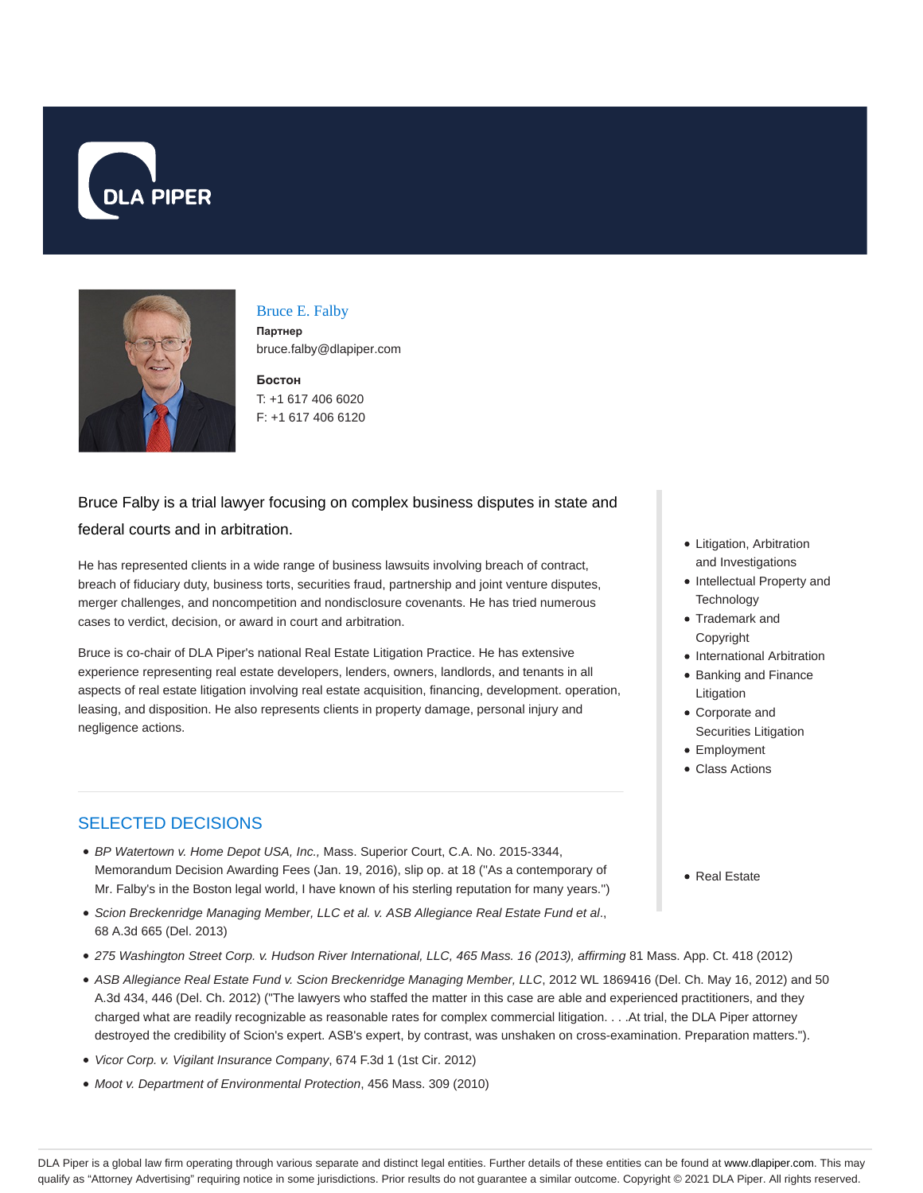# Bruce E. Falby

**Партнер**

bruce.falby@dlapiper.com

**Бостон**

T: +1 617 406 6020

F: +1 617 406 6120

Bruce Falby is a trial lawyer focusing on complex business disputes in state and federal courts and in arbitration.

He has represented clients in a wide range of business lawsuits involving breach of contract, breach of fiduciary duty, business torts, securities fraud, partnership and joint venture disputes, merger challenges, and noncompetition and nondisclosure covenants. He has tried numerous cases to verdict, decision, or award in court and arbitration.

Bruce is co-chair of DLA Piper's national Real Estate Litigation Practice. He has extensive experience representing real estate developers, lenders, owners, landlords, and tenants in all aspects of real estate litigation involving real estate acquisition, financing, development. operation, leasing, and disposition. He also represents clients in property damage, personal injury and negligence actions.

- Litigation, Arbitration and Investigations
- Intellectual Property and Technology
- Trademark and Copyright
- International Arbitration
- Banking and Finance Litigation
- Corporate and Securities Litigation
- Employment
- Class Actions

- Real Estate

## SELECTED DECISIONS

- *BP Watertown v. Home Depot USA, Inc.,* Mass. Superior Court, C.A. No. 2015-3344, Memorandum Decision Awarding Fees (Jan. 19, 2016), slip op. at 18 ("As a contemporary of Mr. Falby's in the Boston legal world, I have known of his sterling reputation for many years.")
- *Scion Breckenridge Managing Member, LLC et al. v. ASB Allegiance Real Estate Fund et al*., 68 A.3d 665 (Del. 2013)
- *275 Washington Street Corp. v. Hudson River International, LLC, 465 Mass. 16 (2013), affirming* 81 Mass. App. Ct. 418 (2012)
- *ASB Allegiance Real Estate Fund v. Scion Breckenridge Managing Member, LLC*, 2012 WL 1869416 (Del. Ch. May 16, 2012) and 50 A.3d 434, 446 (Del. Ch. 2012) ("The lawyers who staffed the matter in this case are able and experienced practitioners, and they charged what are readily recognizable as reasonable rates for complex commercial litigation. . . .At trial, the DLA Piper attorney destroyed the credibility of Scion's expert. ASB's expert, by contrast, was unshaken on cross-examination. Preparation matters.").
- *Vicor Corp. v. Vigilant Insurance Company*, 674 F.3d 1 (1st Cir. 2012)
- *Moot v. Department of Environmental Protection*, 456 Mass. 309 (2010)

DLA Piper is a global law firm operating through various separate and distinct legal entities. Further details of these entities can be found at www.dlapiper.com. This may qualify as "Attorney Advertising" requiring notice in some jurisdictions. Prior results do not guarantee a similar outcome. Copyright © 2021 DLA Piper. All rights reserved.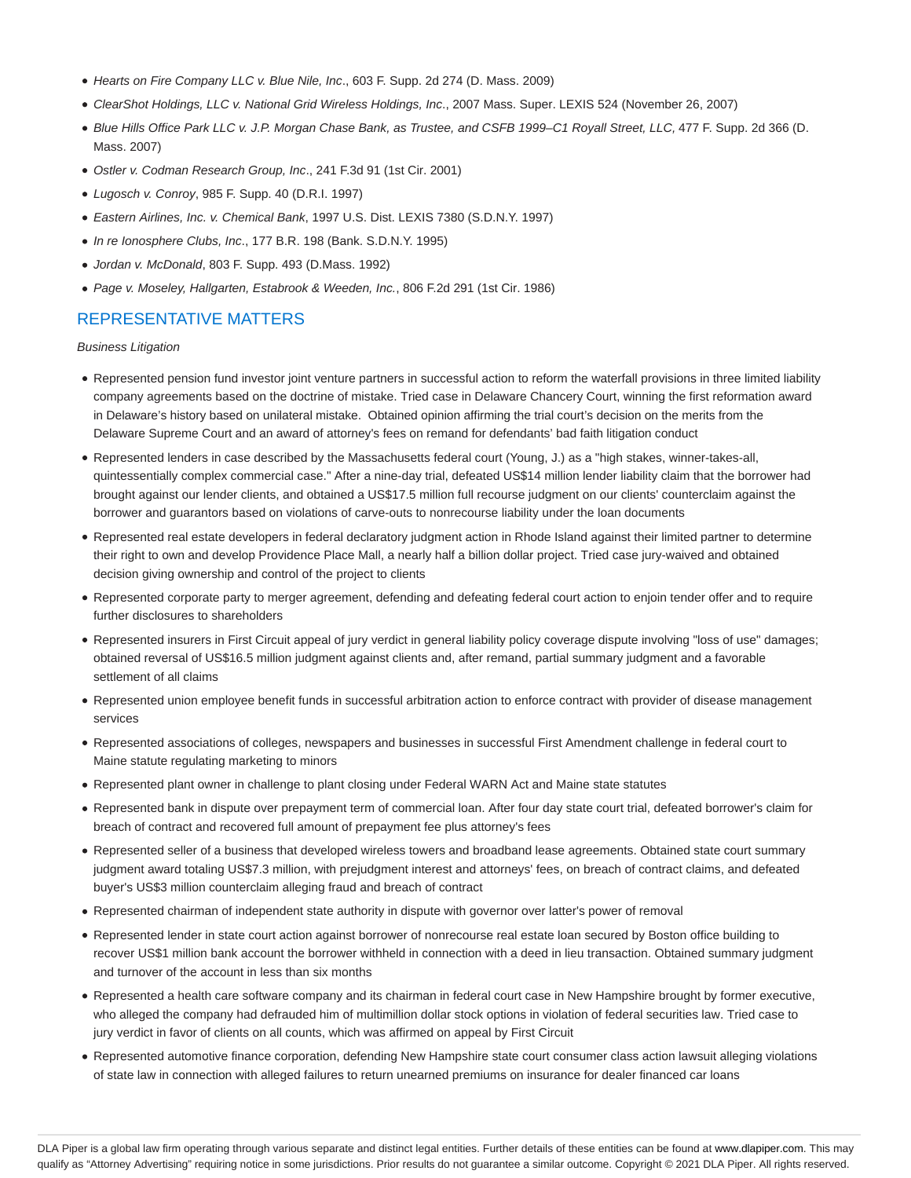- *Hearts on Fire Company LLC v. Blue Nile, Inc*., 603 F. Supp. 2d 274 (D. Mass. 2009)
- *ClearShot Holdings, LLC v. National Grid Wireless Holdings, Inc*., 2007 Mass. Super. LEXIS 524 (November 26, 2007)
- *Blue Hills Office Park LLC v. J.P. Morgan Chase Bank, as Trustee, and CSFB 1999–C1 Royall Street, LLC,* 477 F. Supp. 2d 366 (D. Mass. 2007)
- *Ostler v. Codman Research Group, Inc*., 241 F.3d 91 (1st Cir. 2001)
- *Lugosch v. Conroy*, 985 F. Supp. 40 (D.R.I. 1997)
- *Eastern Airlines, Inc. v. Chemical Bank*, 1997 U.S. Dist. LEXIS 7380 (S.D.N.Y. 1997)
- *In re Ionosphere Clubs, Inc*., 177 B.R. 198 (Bank. S.D.N.Y. 1995)
- *Jordan v. McDonald*, 803 F. Supp. 493 (D.Mass. 1992)
- *Page v. Moseley, Hallgarten, Estabrook & Weeden, Inc.*, 806 F.2d 291 (1st Cir. 1986)

## REPRESENTATIVE MATTERS

*Business Litigation*

- Represented pension fund investor joint venture partners in successful action to reform the waterfall provisions in three limited liability company agreements based on the doctrine of mistake. Tried case in Delaware Chancery Court, winning the first reformation award in Delaware's history based on unilateral mistake. Obtained opinion affirming the trial court's decision on the merits from the Delaware Supreme Court and an award of attorney's fees on remand for defendants' bad faith litigation conduct
- Represented lenders in case described by the Massachusetts federal court (Young, J.) as a "high stakes, winner-takes-all, quintessentially complex commercial case." After a nine-day trial, defeated US$14 million lender liability claim that the borrower had brought against our lender clients, and obtained a US$17.5 million full recourse judgment on our clients' counterclaim against the borrower and guarantors based on violations of carve-outs to nonrecourse liability under the loan documents
- Represented real estate developers in federal declaratory judgment action in Rhode Island against their limited partner to determine their right to own and develop Providence Place Mall, a nearly half a billion dollar project. Tried case jury-waived and obtained decision giving ownership and control of the project to clients
- Represented corporate party to merger agreement, defending and defeating federal court action to enjoin tender offer and to require further disclosures to shareholders
- Represented insurers in First Circuit appeal of jury verdict in general liability policy coverage dispute involving "loss of use" damages; obtained reversal of US$16.5 million judgment against clients and, after remand, partial summary judgment and a favorable settlement of all claims
- Represented union employee benefit funds in successful arbitration action to enforce contract with provider of disease management services
- Represented associations of colleges, newspapers and businesses in successful First Amendment challenge in federal court to Maine statute regulating marketing to minors
- Represented plant owner in challenge to plant closing under Federal WARN Act and Maine state statutes
- Represented bank in dispute over prepayment term of commercial loan. After four day state court trial, defeated borrower's claim for breach of contract and recovered full amount of prepayment fee plus attorney's fees
- Represented seller of a business that developed wireless towers and broadband lease agreements. Obtained state court summary judgment award totaling US$7.3 million, with prejudgment interest and attorneys' fees, on breach of contract claims, and defeated buyer's US$3 million counterclaim alleging fraud and breach of contract
- Represented chairman of independent state authority in dispute with governor over latter's power of removal
- Represented lender in state court action against borrower of nonrecourse real estate loan secured by Boston office building to recover US$1 million bank account the borrower withheld in connection with a deed in lieu transaction. Obtained summary judgment and turnover of the account in less than six months
- Represented a health care software company and its chairman in federal court case in New Hampshire brought by former executive, who alleged the company had defrauded him of multimillion dollar stock options in violation of federal securities law. Tried case to jury verdict in favor of clients on all counts, which was affirmed on appeal by First Circuit
- Represented automotive finance corporation, defending New Hampshire state court consumer class action lawsuit alleging violations of state law in connection with alleged failures to return unearned premiums on insurance for dealer financed car loans

DLA Piper is a global law firm operating through various separate and distinct legal entities. Further details of these entities can be found at www.dlapiper.com. This may qualify as "Attorney Advertising" requiring notice in some jurisdictions. Prior results do not guarantee a similar outcome. Copyright © 2021 DLA Piper. All rights reserved.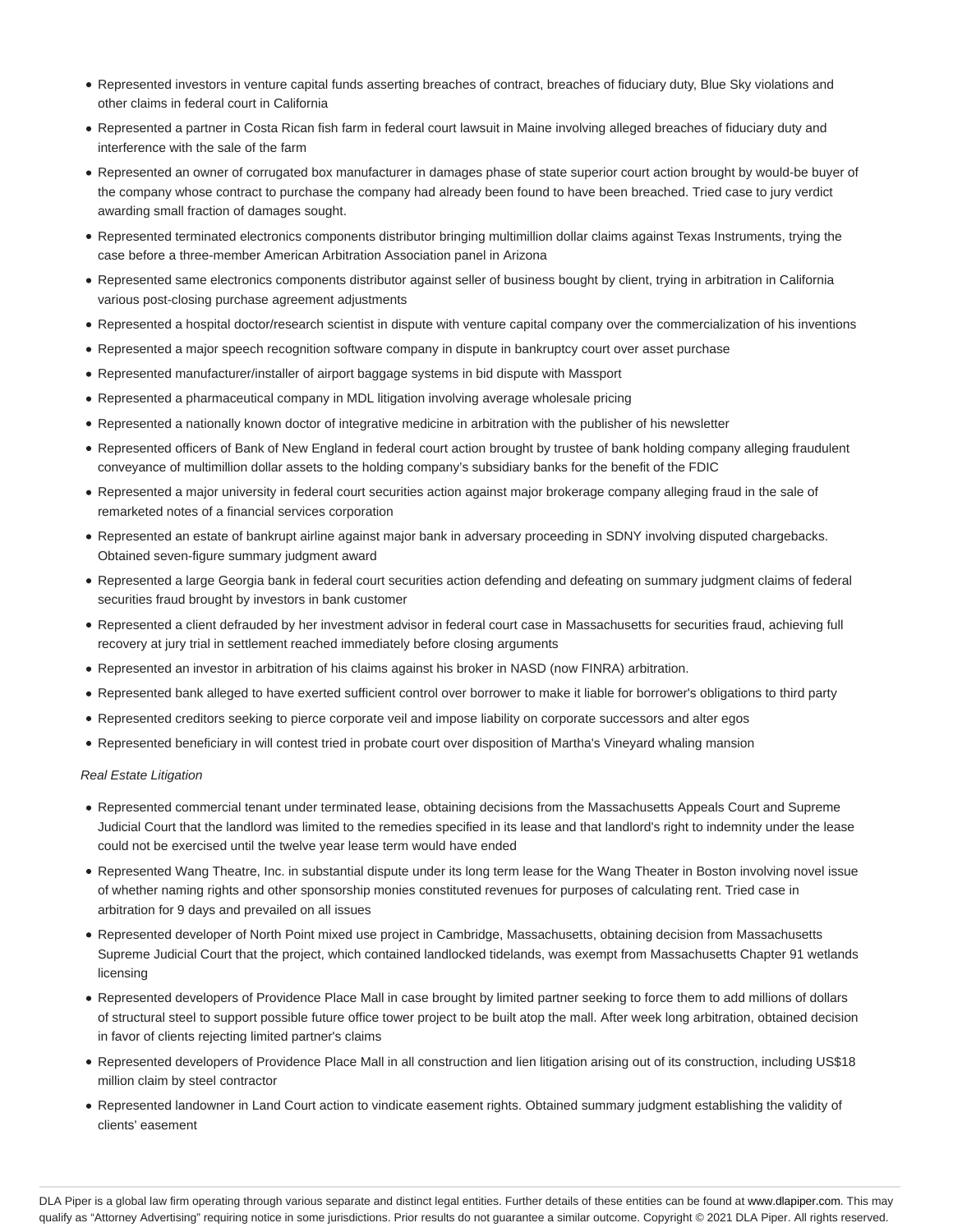- Represented investors in venture capital funds asserting breaches of contract, breaches of fiduciary duty, Blue Sky violations and other claims in federal court in California
- Represented a partner in Costa Rican fish farm in federal court lawsuit in Maine involving alleged breaches of fiduciary duty and interference with the sale of the farm
- Represented an owner of corrugated box manufacturer in damages phase of state superior court action brought by would-be buyer of the company whose contract to purchase the company had already been found to have been breached. Tried case to jury verdict awarding small fraction of damages sought.
- Represented terminated electronics components distributor bringing multimillion dollar claims against Texas Instruments, trying the case before a three-member American Arbitration Association panel in Arizona
- Represented same electronics components distributor against seller of business bought by client, trying in arbitration in California various post-closing purchase agreement adjustments
- Represented a hospital doctor/research scientist in dispute with venture capital company over the commercialization of his inventions
- Represented a major speech recognition software company in dispute in bankruptcy court over asset purchase
- Represented manufacturer/installer of airport baggage systems in bid dispute with Massport
- Represented a pharmaceutical company in MDL litigation involving average wholesale pricing
- Represented a nationally known doctor of integrative medicine in arbitration with the publisher of his newsletter
- Represented officers of Bank of New England in federal court action brought by trustee of bank holding company alleging fraudulent conveyance of multimillion dollar assets to the holding company's subsidiary banks for the benefit of the FDIC
- Represented a major university in federal court securities action against major brokerage company alleging fraud in the sale of remarketed notes of a financial services corporation
- Represented an estate of bankrupt airline against major bank in adversary proceeding in SDNY involving disputed chargebacks. Obtained seven-figure summary judgment award
- Represented a large Georgia bank in federal court securities action defending and defeating on summary judgment claims of federal securities fraud brought by investors in bank customer
- Represented a client defrauded by her investment advisor in federal court case in Massachusetts for securities fraud, achieving full recovery at jury trial in settlement reached immediately before closing arguments
- Represented an investor in arbitration of his claims against his broker in NASD (now FINRA) arbitration.
- Represented bank alleged to have exerted sufficient control over borrower to make it liable for borrower's obligations to third party
- Represented creditors seeking to pierce corporate veil and impose liability on corporate successors and alter egos
- Represented beneficiary in will contest tried in probate court over disposition of Martha's Vineyard whaling mansion

*Real Estate Litigation*

- Represented commercial tenant under terminated lease, obtaining decisions from the Massachusetts Appeals Court and Supreme Judicial Court that the landlord was limited to the remedies specified in its lease and that landlord's right to indemnity under the lease could not be exercised until the twelve year lease term would have ended
- Represented Wang Theatre, Inc. in substantial dispute under its long term lease for the Wang Theater in Boston involving novel issue of whether naming rights and other sponsorship monies constituted revenues for purposes of calculating rent. Tried case in arbitration for 9 days and prevailed on all issues
- Represented developer of North Point mixed use project in Cambridge, Massachusetts, obtaining decision from Massachusetts Supreme Judicial Court that the project, which contained landlocked tidelands, was exempt from Massachusetts Chapter 91 wetlands licensing
- Represented developers of Providence Place Mall in case brought by limited partner seeking to force them to add millions of dollars of structural steel to support possible future office tower project to be built atop the mall. After week long arbitration, obtained decision in favor of clients rejecting limited partner's claims
- Represented developers of Providence Place Mall in all construction and lien litigation arising out of its construction, including US$18 million claim by steel contractor
- Represented landowner in Land Court action to vindicate easement rights. Obtained summary judgment establishing the validity of clients' easement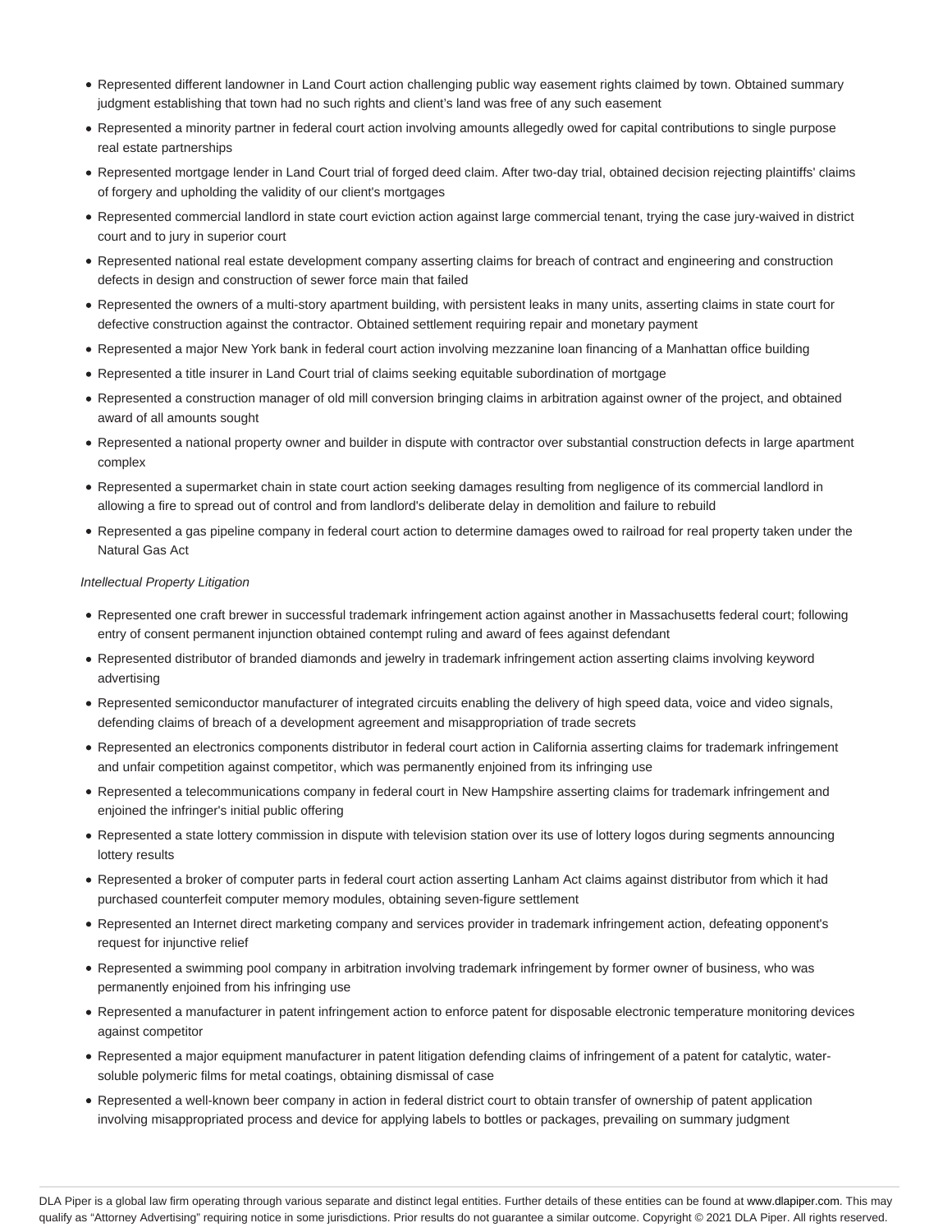- Represented different landowner in Land Court action challenging public way easement rights claimed by town. Obtained summary judgment establishing that town had no such rights and client's land was free of any such easement
- Represented a minority partner in federal court action involving amounts allegedly owed for capital contributions to single purpose real estate partnerships
- Represented mortgage lender in Land Court trial of forged deed claim. After two-day trial, obtained decision rejecting plaintiffs' claims of forgery and upholding the validity of our client's mortgages
- Represented commercial landlord in state court eviction action against large commercial tenant, trying the case jury-waived in district court and to jury in superior court
- Represented national real estate development company asserting claims for breach of contract and engineering and construction defects in design and construction of sewer force main that failed
- Represented the owners of a multi-story apartment building, with persistent leaks in many units, asserting claims in state court for defective construction against the contractor. Obtained settlement requiring repair and monetary payment
- Represented a major New York bank in federal court action involving mezzanine loan financing of a Manhattan office building
- Represented a title insurer in Land Court trial of claims seeking equitable subordination of mortgage
- Represented a construction manager of old mill conversion bringing claims in arbitration against owner of the project, and obtained award of all amounts sought
- Represented a national property owner and builder in dispute with contractor over substantial construction defects in large apartment complex
- Represented a supermarket chain in state court action seeking damages resulting from negligence of its commercial landlord in allowing a fire to spread out of control and from landlord's deliberate delay in demolition and failure to rebuild
- Represented a gas pipeline company in federal court action to determine damages owed to railroad for real property taken under the Natural Gas Act

*Intellectual Property Litigation*

- Represented one craft brewer in successful trademark infringement action against another in Massachusetts federal court; following entry of consent permanent injunction obtained contempt ruling and award of fees against defendant
- Represented distributor of branded diamonds and jewelry in trademark infringement action asserting claims involving keyword advertising
- Represented semiconductor manufacturer of integrated circuits enabling the delivery of high speed data, voice and video signals, defending claims of breach of a development agreement and misappropriation of trade secrets
- Represented an electronics components distributor in federal court action in California asserting claims for trademark infringement and unfair competition against competitor, which was permanently enjoined from its infringing use
- Represented a telecommunications company in federal court in New Hampshire asserting claims for trademark infringement and enjoined the infringer's initial public offering
- Represented a state lottery commission in dispute with television station over its use of lottery logos during segments announcing lottery results
- Represented a broker of computer parts in federal court action asserting Lanham Act claims against distributor from which it had purchased counterfeit computer memory modules, obtaining seven-figure settlement
- Represented an Internet direct marketing company and services provider in trademark infringement action, defeating opponent's request for injunctive relief
- Represented a swimming pool company in arbitration involving trademark infringement by former owner of business, who was permanently enjoined from his infringing use
- Represented a manufacturer in patent infringement action to enforce patent for disposable electronic temperature monitoring devices against competitor
- Represented a major equipment manufacturer in patent litigation defending claims of infringement of a patent for catalytic, water-soluble polymeric films for metal coatings, obtaining dismissal of case
- Represented a well-known beer company in action in federal district court to obtain transfer of ownership of patent application involving misappropriated process and device for applying labels to bottles or packages, prevailing on summary judgment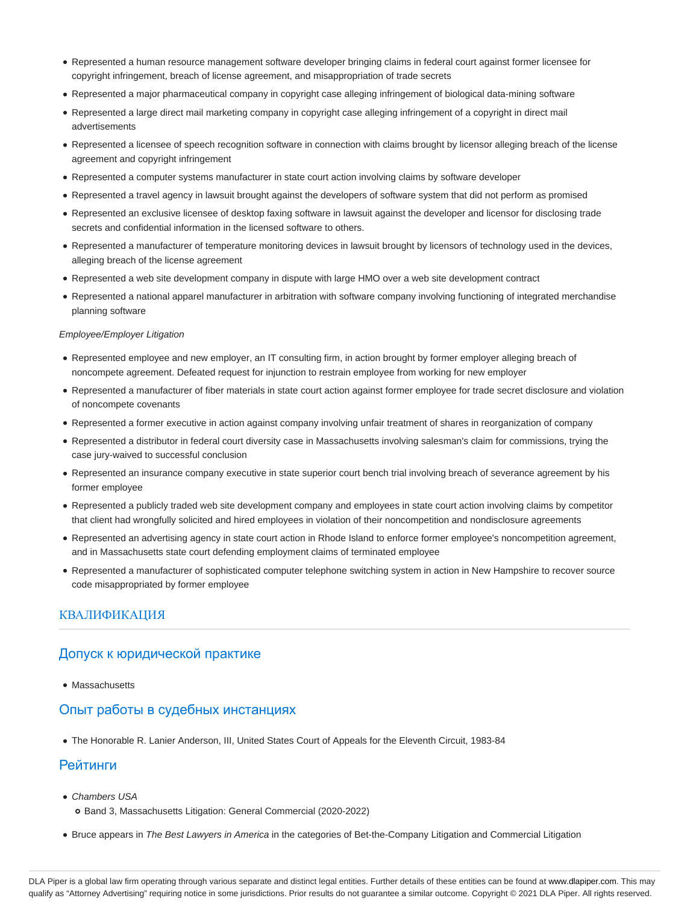- Represented a human resource management software developer bringing claims in federal court against former licensee for copyright infringement, breach of license agreement, and misappropriation of trade secrets
- Represented a major pharmaceutical company in copyright case alleging infringement of biological data-mining software
- Represented a large direct mail marketing company in copyright case alleging infringement of a copyright in direct mail advertisements
- Represented a licensee of speech recognition software in connection with claims brought by licensor alleging breach of the license agreement and copyright infringement
- Represented a computer systems manufacturer in state court action involving claims by software developer
- Represented a travel agency in lawsuit brought against the developers of software system that did not perform as promised
- Represented an exclusive licensee of desktop faxing software in lawsuit against the developer and licensor for disclosing trade secrets and confidential information in the licensed software to others.
- Represented a manufacturer of temperature monitoring devices in lawsuit brought by licensors of technology used in the devices, alleging breach of the license agreement
- Represented a web site development company in dispute with large HMO over a web site development contract
- Represented a national apparel manufacturer in arbitration with software company involving functioning of integrated merchandise planning software

*Employee/Employer Litigation*

- Represented employee and new employer, an IT consulting firm, in action brought by former employer alleging breach of noncompete agreement. Defeated request for injunction to restrain employee from working for new employer
- Represented a manufacturer of fiber materials in state court action against former employee for trade secret disclosure and violation of noncompete covenants
- Represented a former executive in action against company involving unfair treatment of shares in reorganization of company
- Represented a distributor in federal court diversity case in Massachusetts involving salesman's claim for commissions, trying the case jury-waived to successful conclusion
- Represented an insurance company executive in state superior court bench trial involving breach of severance agreement by his former employee
- Represented a publicly traded web site development company and employees in state court action involving claims by competitor that client had wrongfully solicited and hired employees in violation of their noncompetition and nondisclosure agreements
- Represented an advertising agency in state court action in Rhode Island to enforce former employee's noncompetition agreement, and in Massachusetts state court defending employment claims of terminated employee
- Represented a manufacturer of sophisticated computer telephone switching system in action in New Hampshire to recover source code misappropriated by former employee

## КВАЛИФИКАЦИЯ

### Допуск к юридической практике

- Massachusetts

### Опыт работы в судебных инстанциях

- The Honorable R. Lanier Anderson, III, United States Court of Appeals for the Eleventh Circuit, 1983-84

### Рейтинги

- *Chambers USA*
  - Band 3, Massachusetts Litigation: General Commercial (2020-2022)
- Bruce appears in *The Best Lawyers in America* in the categories of Bet-the-Company Litigation and Commercial Litigation

DLA Piper is a global law firm operating through various separate and distinct legal entities. Further details of these entities can be found at www.dlapiper.com. This may qualify as “Attorney Advertising” requiring notice in some jurisdictions. Prior results do not guarantee a similar outcome. Copyright © 2021 DLA Piper. All rights reserved.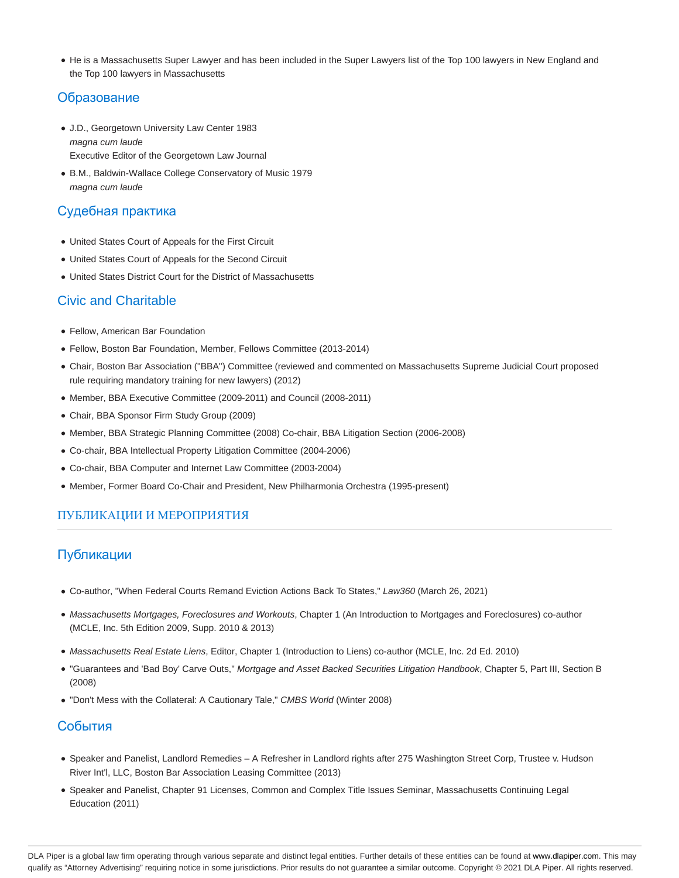- He is a Massachusetts Super Lawyer and has been included in the Super Lawyers list of the Top 100 lawyers in New England and the Top 100 lawyers in Massachusetts

## Образование

- J.D., Georgetown University Law Center 1983
  *magna cum laude*
  Executive Editor of the Georgetown Law Journal
- B.M., Baldwin-Wallace College Conservatory of Music 1979
  *magna cum laude*

## Судебная практика

- United States Court of Appeals for the First Circuit
- United States Court of Appeals for the Second Circuit
- United States District Court for the District of Massachusetts

## Civic and Charitable

- Fellow, American Bar Foundation
- Fellow, Boston Bar Foundation, Member, Fellows Committee (2013-2014)
- Chair, Boston Bar Association ("BBA") Committee (reviewed and commented on Massachusetts Supreme Judicial Court proposed rule requiring mandatory training for new lawyers) (2012)
- Member, BBA Executive Committee (2009-2011) and Council (2008-2011)
- Chair, BBA Sponsor Firm Study Group (2009)
- Member, BBA Strategic Planning Committee (2008) Co-chair, BBA Litigation Section (2006-2008)
- Co-chair, BBA Intellectual Property Litigation Committee (2004-2006)
- Co-chair, BBA Computer and Internet Law Committee (2003-2004)
- Member, Former Board Co-Chair and President, New Philharmonia Orchestra (1995-present)

## ПУБЛИКАЦИИ И МЕРОПРИЯТИЯ

## Публикации

- Co-author, "When Federal Courts Remand Eviction Actions Back To States," *Law360* (March 26, 2021)
- *Massachusetts Mortgages, Foreclosures and Workouts*, Chapter 1 (An Introduction to Mortgages and Foreclosures) co-author (MCLE, Inc. 5th Edition 2009, Supp. 2010 & 2013)
- *Massachusetts Real Estate Liens*, Editor, Chapter 1 (Introduction to Liens) co-author (MCLE, Inc. 2d Ed. 2010)
- "Guarantees and 'Bad Boy' Carve Outs," *Mortgage and Asset Backed Securities Litigation Handbook*, Chapter 5, Part III, Section B (2008)
- "Don't Mess with the Collateral: A Cautionary Tale," *CMBS World* (Winter 2008)

## События

- Speaker and Panelist, Landlord Remedies – A Refresher in Landlord rights after 275 Washington Street Corp, Trustee v. Hudson River Int'l, LLC, Boston Bar Association Leasing Committee (2013)
- Speaker and Panelist, Chapter 91 Licenses, Common and Complex Title Issues Seminar, Massachusetts Continuing Legal Education (2011)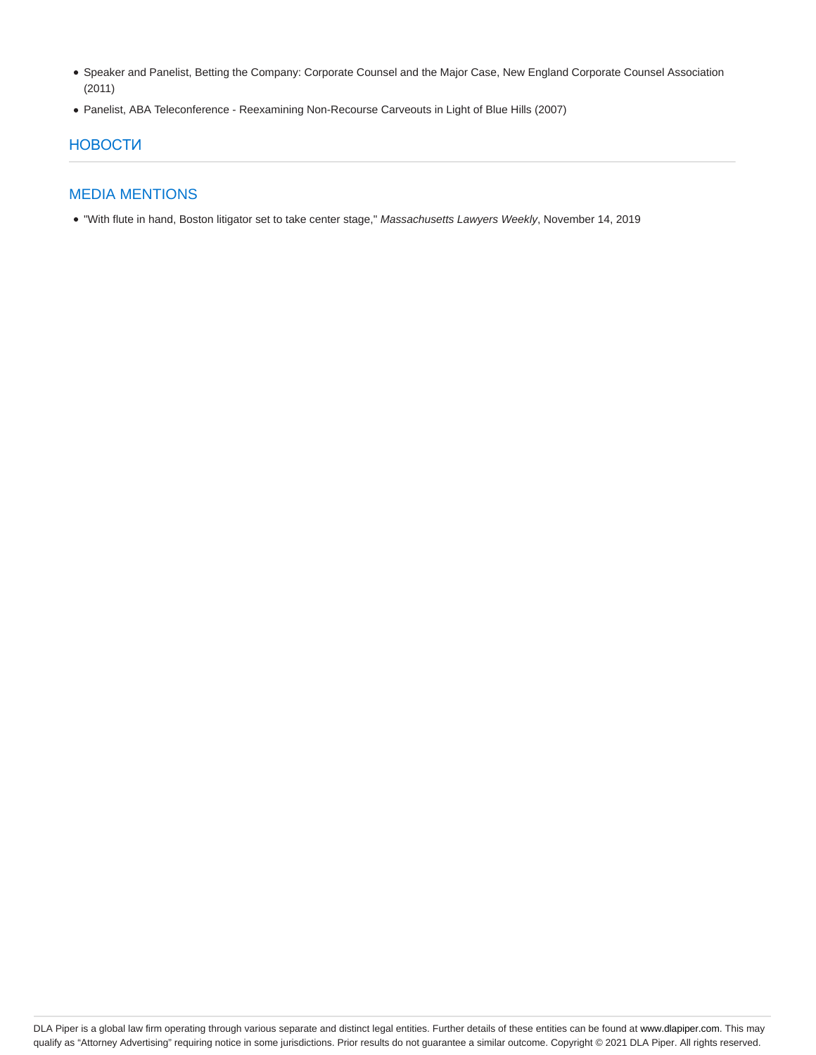- Speaker and Panelist, Betting the Company: Corporate Counsel and the Major Case, New England Corporate Counsel Association (2011)
- Panelist, ABA Teleconference - Reexamining Non-Recourse Carveouts in Light of Blue Hills (2007)

## НОВОСТИ

## MEDIA MENTIONS

- "With flute in hand, Boston litigator set to take center stage," *Massachusetts Lawyers Weekly*, November 14, 2019

DLA Piper is a global law firm operating through various separate and distinct legal entities. Further details of these entities can be found at www.dlapiper.com. This may qualify as "Attorney Advertising" requiring notice in some jurisdictions. Prior results do not guarantee a similar outcome. Copyright © 2021 DLA Piper. All rights reserved.